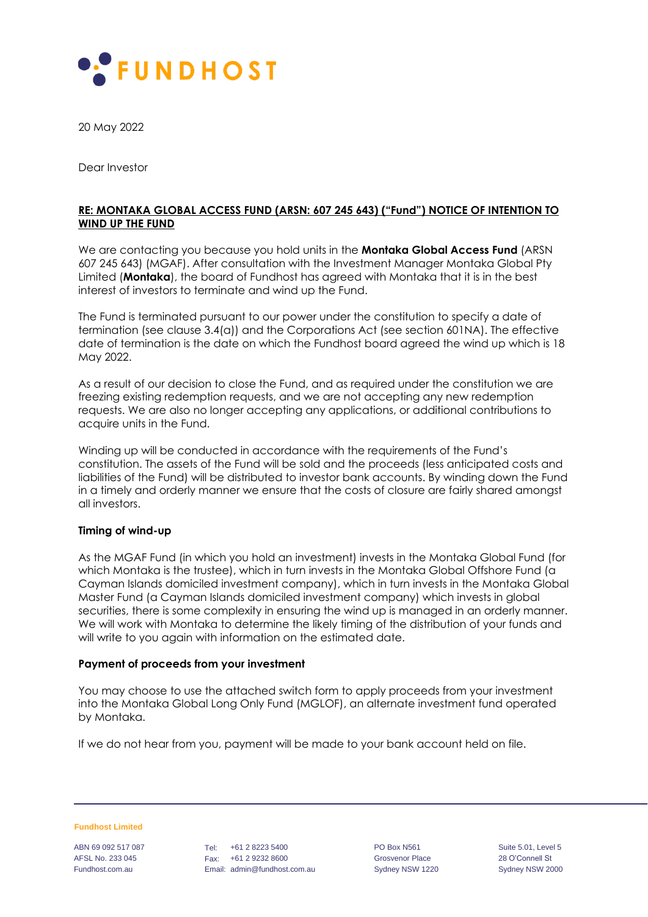FUNDHOST

20 May 2022

Dear Investor

**RE: MONTAKA GLOBAL ACCESS FUND (ARSN: 607 245 643) ("Fund") NOTICE OF INTENTION TO WIND UP THE FUND**

We are contacting you because you hold units in the **Montaka Global Access Fund** (ARSN 607 245 643) (MGAF). After consultation with the Investment Manager Montaka Global Pty Limited (**Montaka**), the board of Fundhost has agreed with Montaka that it is in the best interest of investors to terminate and wind up the Fund.

The Fund is terminated pursuant to our power under the constitution to specify a date of termination (see clause 3.4(a)) and the Corporations Act (see section 601NA). The effective date of termination is the date on which the Fundhost board agreed the wind up which is 18 May 2022.

As a result of our decision to close the Fund, and as required under the constitution we are freezing existing redemption requests, and we are not accepting any new redemption requests. We are also no longer accepting any applications, or additional contributions to acquire units in the Fund.

Winding up will be conducted in accordance with the requirements of the Fund's constitution. The assets of the Fund will be sold and the proceeds (less anticipated costs and liabilities of the Fund) will be distributed to investor bank accounts. By winding down the Fund in a timely and orderly manner we ensure that the costs of closure are fairly shared amongst all investors.

**Timing of wind-up**

As the MGAF Fund (in which you hold an investment) invests in the Montaka Global Fund (for which Montaka is the trustee), which in turn invests in the Montaka Global Offshore Fund (a Cayman Islands domiciled investment company), which in turn invests in the Montaka Global Master Fund (a Cayman Islands domiciled investment company) which invests in global securities, there is some complexity in ensuring the wind up is managed in an orderly manner. We will work with Montaka to determine the likely timing of the distribution of your funds and will write to you again with information on the estimated date.

**Payment of proceeds from your investment**

You may choose to use the attached switch form to apply proceeds from your investment into the Montaka Global Long Only Fund (MGLOF), an alternate investment fund operated by Montaka.

If we do not hear from you, payment will be made to your bank account held on file.

**Fundhost Limited**

ABN 69 092 517 087
AFSL No. 233 045
Fundhost.com.au

Tel: +61 2 8223 5400
Fax: +61 2 9232 8600
Email: admin@fundhost.com.au

PO Box N561
Grosvenor Place
Sydney NSW 1220

Suite 5.01, Level 5
28 O'Connell St
Sydney NSW 2000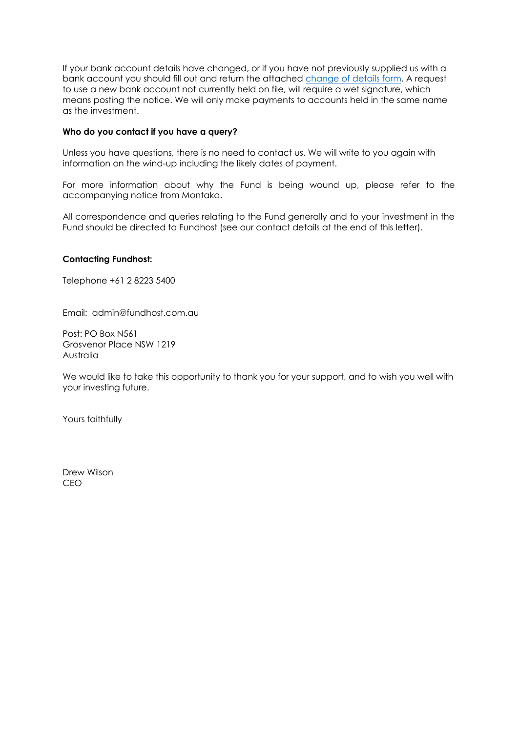If your bank account details have changed, or if you have not previously supplied us with a bank account you should fill out and return the attached change of details form. A request to use a new bank account not currently held on file, will require a wet signature, which means posting the notice. We will only make payments to accounts held in the same name as the investment.

**Who do you contact if you have a query?**

Unless you have questions, there is no need to contact us. We will write to you again with information on the wind-up including the likely dates of payment.

For more information about why the Fund is being wound up, please refer to the accompanying notice from Montaka.

All correspondence and queries relating to the Fund generally and to your investment in the Fund should be directed to Fundhost (see our contact details at the end of this letter).

**Contacting Fundhost:**

Telephone +61 2 8223 5400

Email: admin@fundhost.com.au

Post: PO Box N561
Grosvenor Place NSW 1219
Australia

We would like to take this opportunity to thank you for your support, and to wish you well with your investing future.

Yours faithfully

Drew Wilson
CEO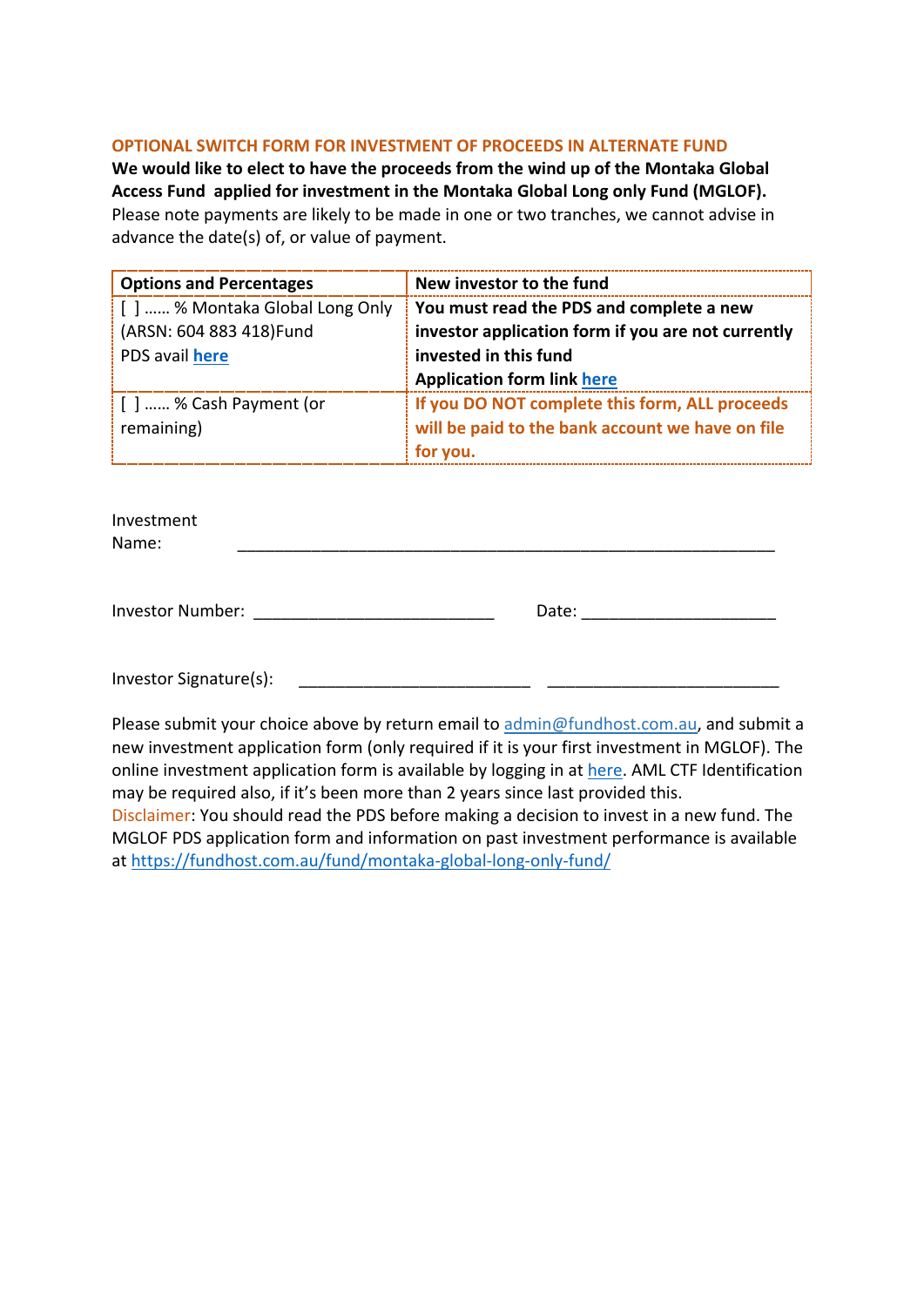## OPTIONAL SWITCH FORM FOR INVESTMENT OF PROCEEDS IN ALTERNATE FUND

**We would like to elect to have the proceeds from the wind up of the Montaka Global Access Fund applied for investment in the Montaka Global Long only Fund (MGLOF).**
Please note payments are likely to be made in one or two tranches, we cannot advise in advance the date(s) of, or value of payment.

| Options and Percentages | New investor to the fund |
|---|---|
| [ ] …… % Montaka Global Long Only (ARSN: 604 883 418)Fund<br>PDS avail **here** | **You must read the PDS and complete a new investor application form if you are not currently invested in this fund**<br>**Application form link here** |
| [ ] …… % Cash Payment (or remaining) | **If you DO NOT complete this form, ALL proceeds will be paid to the bank account we have on file for you.** |

Investment Name: ____________________________________________________________

Investor Number: __________________________ Date: ____________________

Investor Signature(s): _________________________ _________________________

Please submit your choice above by return email to admin@fundhost.com.au, and submit a new investment application form (only required if it is your first investment in MGLOF). The online investment application form is available by logging in at here. AML CTF Identification may be required also, if it's been more than 2 years since last provided this.
Disclaimer: You should read the PDS before making a decision to invest in a new fund. The MGLOF PDS application form and information on past investment performance is available at https://fundhost.com.au/fund/montaka-global-long-only-fund/